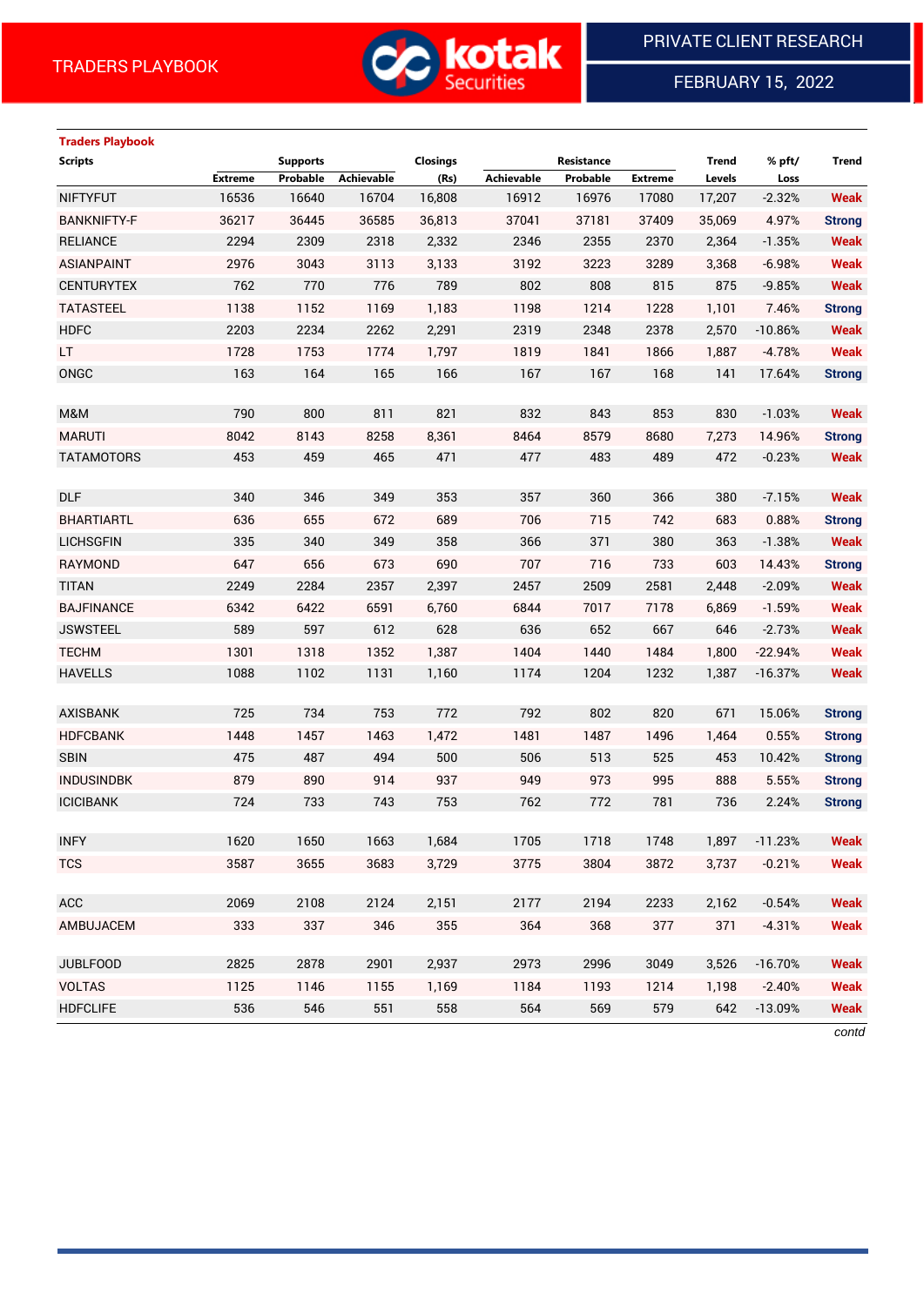TRADERS PLAYBOOK

PRIVATE CLIENT RESEARCH

FEBRUARY 15, 2022

**Traders Playbook**

| Scripts | Supports | | | Closings | Resistance | | | Trend | % pft/ | Trend |
|---|---|---|---|---|---|---|---|---|---|---|
| | Extreme | Probable | Achievable | (Rs) | Achievable | Probable | Extreme | Levels | Loss | |
| NIFTYFUT | 16536 | 16640 | 16704 | 16,808 | 16912 | 16976 | 17080 | 17,207 | -2.32% | Weak |
| BANKNIFTY-F | 36217 | 36445 | 36585 | 36,813 | 37041 | 37181 | 37409 | 35,069 | 4.97% | Strong |
| RELIANCE | 2294 | 2309 | 2318 | 2,332 | 2346 | 2355 | 2370 | 2,364 | -1.35% | Weak |
| ASIANPAINT | 2976 | 3043 | 3113 | 3,133 | 3192 | 3223 | 3289 | 3,368 | -6.98% | Weak |
| CENTURYTEX | 762 | 770 | 776 | 789 | 802 | 808 | 815 | 875 | -9.85% | Weak |
| TATASTEEL | 1138 | 1152 | 1169 | 1,183 | 1198 | 1214 | 1228 | 1,101 | 7.46% | Strong |
| HDFC | 2203 | 2234 | 2262 | 2,291 | 2319 | 2348 | 2378 | 2,570 | -10.86% | Weak |
| LT | 1728 | 1753 | 1774 | 1,797 | 1819 | 1841 | 1866 | 1,887 | -4.78% | Weak |
| ONGC | 163 | 164 | 165 | 166 | 167 | 167 | 168 | 141 | 17.64% | Strong |
| | | | | | | | | | | |
| M&M | 790 | 800 | 811 | 821 | 832 | 843 | 853 | 830 | -1.03% | Weak |
| MARUTI | 8042 | 8143 | 8258 | 8,361 | 8464 | 8579 | 8680 | 7,273 | 14.96% | Strong |
| TATAMOTORS | 453 | 459 | 465 | 471 | 477 | 483 | 489 | 472 | -0.23% | Weak |
| | | | | | | | | | | |
| DLF | 340 | 346 | 349 | 353 | 357 | 360 | 366 | 380 | -7.15% | Weak |
| BHARTIARTL | 636 | 655 | 672 | 689 | 706 | 715 | 742 | 683 | 0.88% | Strong |
| LICHSGFIN | 335 | 340 | 349 | 358 | 366 | 371 | 380 | 363 | -1.38% | Weak |
| RAYMOND | 647 | 656 | 673 | 690 | 707 | 716 | 733 | 603 | 14.43% | Strong |
| TITAN | 2249 | 2284 | 2357 | 2,397 | 2457 | 2509 | 2581 | 2,448 | -2.09% | Weak |
| BAJFINANCE | 6342 | 6422 | 6591 | 6,760 | 6844 | 7017 | 7178 | 6,869 | -1.59% | Weak |
| JSWSTEEL | 589 | 597 | 612 | 628 | 636 | 652 | 667 | 646 | -2.73% | Weak |
| TECHM | 1301 | 1318 | 1352 | 1,387 | 1404 | 1440 | 1484 | 1,800 | -22.94% | Weak |
| HAVELLS | 1088 | 1102 | 1131 | 1,160 | 1174 | 1204 | 1232 | 1,387 | -16.37% | Weak |
| | | | | | | | | | | |
| AXISBANK | 725 | 734 | 753 | 772 | 792 | 802 | 820 | 671 | 15.06% | Strong |
| HDFCBANK | 1448 | 1457 | 1463 | 1,472 | 1481 | 1487 | 1496 | 1,464 | 0.55% | Strong |
| SBIN | 475 | 487 | 494 | 500 | 506 | 513 | 525 | 453 | 10.42% | Strong |
| INDUSINDBK | 879 | 890 | 914 | 937 | 949 | 973 | 995 | 888 | 5.55% | Strong |
| ICICIBANK | 724 | 733 | 743 | 753 | 762 | 772 | 781 | 736 | 2.24% | Strong |
| | | | | | | | | | | |
| INFY | 1620 | 1650 | 1663 | 1,684 | 1705 | 1718 | 1748 | 1,897 | -11.23% | Weak |
| TCS | 3587 | 3655 | 3683 | 3,729 | 3775 | 3804 | 3872 | 3,737 | -0.21% | Weak |
| | | | | | | | | | | |
| ACC | 2069 | 2108 | 2124 | 2,151 | 2177 | 2194 | 2233 | 2,162 | -0.54% | Weak |
| AMBUJACEM | 333 | 337 | 346 | 355 | 364 | 368 | 377 | 371 | -4.31% | Weak |
| | | | | | | | | | | |
| JUBLFOOD | 2825 | 2878 | 2901 | 2,937 | 2973 | 2996 | 3049 | 3,526 | -16.70% | Weak |
| VOLTAS | 1125 | 1146 | 1155 | 1,169 | 1184 | 1193 | 1214 | 1,198 | -2.40% | Weak |
| HDFCLIFE | 536 | 546 | 551 | 558 | 564 | 569 | 579 | 642 | -13.09% | Weak |

*contd*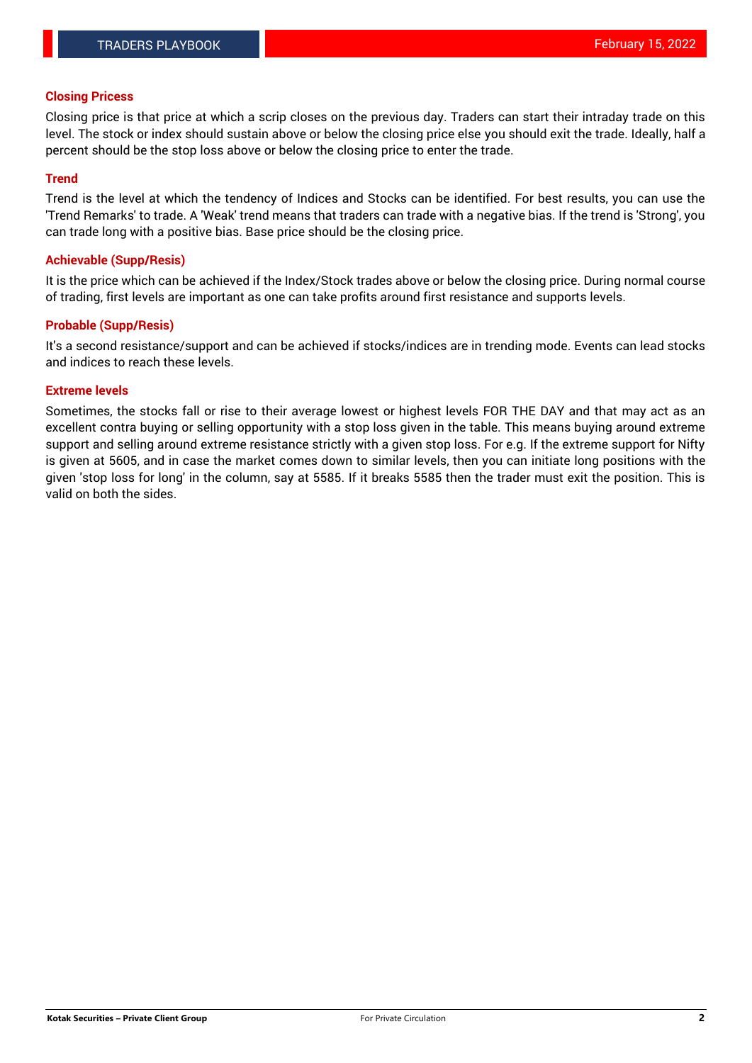## Closing Pricess

Closing price is that price at which a scrip closes on the previous day. Traders can start their intraday trade on this level. The stock or index should sustain above or below the closing price else you should exit the trade. Ideally, half a percent should be the stop loss above or below the closing price to enter the trade.

## Trend

Trend is the level at which the tendency of Indices and Stocks can be identified. For best results, you can use the 'Trend Remarks' to trade. A 'Weak' trend means that traders can trade with a negative bias. If the trend is 'Strong', you can trade long with a positive bias. Base price should be the closing price.

## Achievable (Supp/Resis)

It is the price which can be achieved if the Index/Stock trades above or below the closing price. During normal course of trading, first levels are important as one can take profits around first resistance and supports levels.

## Probable (Supp/Resis)

It's a second resistance/support and can be achieved if stocks/indices are in trending mode. Events can lead stocks and indices to reach these levels.

## Extreme levels

Sometimes, the stocks fall or rise to their average lowest or highest levels FOR THE DAY and that may act as an excellent contra buying or selling opportunity with a stop loss given in the table. This means buying around extreme support and selling around extreme resistance strictly with a given stop loss. For e.g. If the extreme support for Nifty is given at 5605, and in case the market comes down to similar levels, then you can initiate long positions with the given 'stop loss for long' in the column, say at 5585. If it breaks 5585 then the trader must exit the position. This is valid on both the sides.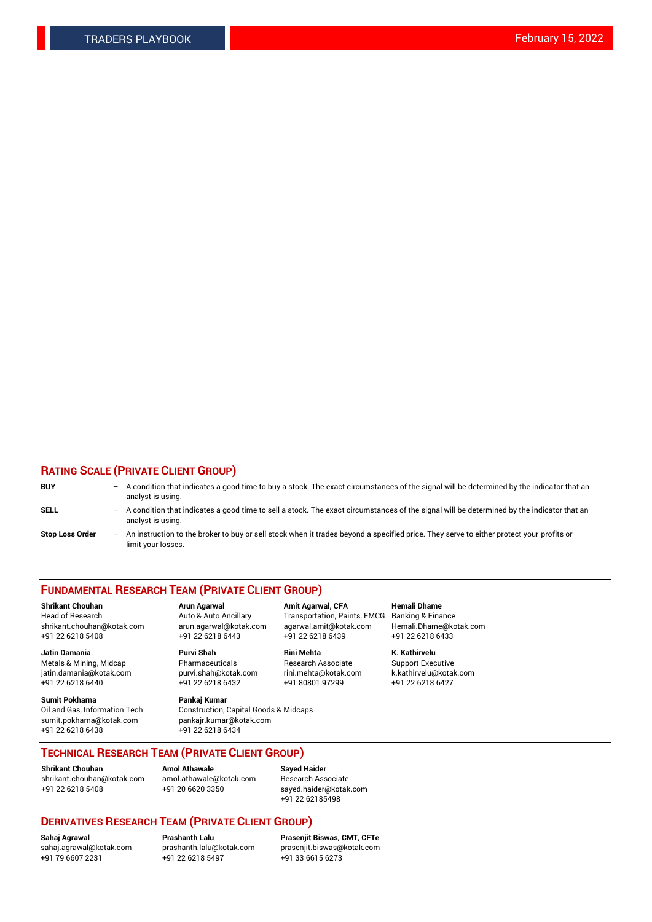## RATING SCALE (PRIVATE CLIENT GROUP)

**BUY** – A condition that indicates a good time to buy a stock. The exact circumstances of the signal will be determined by the indicator that an analyst is using.

**SELL** – A condition that indicates a good time to sell a stock. The exact circumstances of the signal will be determined by the indicator that an analyst is using.

**Stop Loss Order** – An instruction to the broker to buy or sell stock when it trades beyond a specified price. They serve to either protect your profits or limit your losses.

## FUNDAMENTAL RESEARCH TEAM (PRIVATE CLIENT GROUP)

**Shrikant Chouhan**
Head of Research
shrikant.chouhan@kotak.com
+91 22 6218 5408

**Arun Agarwal**
Auto & Auto Ancillary
arun.agarwal@kotak.com
+91 22 6218 6443

**Amit Agarwal, CFA**
Transportation, Paints, FMCG
agarwal.amit@kotak.com
+91 22 6218 6439

**Hemali Dhame**
Banking & Finance
Hemali.Dhame@kotak.com
+91 22 6218 6433

**Jatin Damania**
Metals & Mining, Midcap
jatin.damania@kotak.com
+91 22 6218 6440

**Purvi Shah**
Pharmaceuticals
purvi.shah@kotak.com
+91 22 6218 6432

**Rini Mehta**
Research Associate
rini.mehta@kotak.com
+91 80801 97299

**K. Kathirvelu**
Support Executive
k.kathirvelu@kotak.com
+91 22 6218 6427

**Sumit Pokharna**
Oil and Gas, Information Tech
sumit.pokharna@kotak.com
+91 22 6218 6438

**Pankaj Kumar**
Construction, Capital Goods & Midcaps
pankajr.kumar@kotak.com
+91 22 6218 6434

## TECHNICAL RESEARCH TEAM (PRIVATE CLIENT GROUP)

**Shrikant Chouhan**
shrikant.chouhan@kotak.com
+91 22 6218 5408

**Amol Athawale**
amol.athawale@kotak.com
+91 20 6620 3350

**Sayed Haider**
Research Associate
sayed.haider@kotak.com
+91 22 62185498

## DERIVATIVES RESEARCH TEAM (PRIVATE CLIENT GROUP)

**Sahaj Agrawal**
sahaj.agrawal@kotak.com
+91 79 6607 2231

**Prashanth Lalu**
prashanth.lalu@kotak.com
+91 22 6218 5497

**Prasenjit Biswas, CMT, CFTe**
prasenjit.biswas@kotak.com
+91 33 6615 6273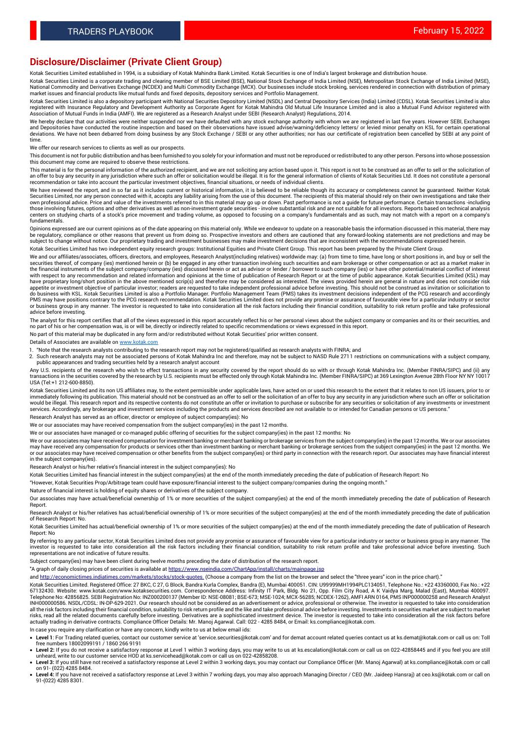## Disclosure/Disclaimer (Private Client Group)

Kotak Securities Limited established in 1994, is a subsidiary of Kotak Mahindra Bank Limited. Kotak Securities is one of India's largest brokerage and distribution house.

Kotak Securities Limited is a corporate trading and clearing member of BSE Limited (BSE), National Stock Exchange of India Limited (NSE), Metropolitan Stock Exchange of India Limited (MSE), National Commodity and Derivatives Exchange (NCDEX) and Multi Commodity Exchange (MCX). Our businesses include stock broking, services rendered in connection with distribution of primary market issues and financial products like mutual funds and fixed deposits, depository services and Portfolio Management.

Kotak Securities Limited is also a depository participant with National Securities Depository Limited (NSDL) and Central Depository Services (India) Limited (CDSL). Kotak Securities Limited is also registered with Insurance Regulatory and Development Authority as Corporate Agent for Kotak Mahindra Old Mutual Life Insurance Limited and is also a Mutual Fund Advisor registered with Association of Mutual Funds in India (AMFI). We are registered as a Research Analyst under SEBI (Research Analyst) Regulations, 2014.

We hereby declare that our activities were neither suspended nor we have defaulted with any stock exchange authority with whom we are registered in last five years. However SEBI, Exchanges and Depositories have conducted the routine inspection and based on their observations have issued advise/warning/deficiency letters/ or levied minor penalty on KSL for certain operational deviations. We have not been debarred from doing business by any Stock Exchange / SEBI or any other authorities; nor has our certificate of registration been cancelled by SEBI at any point of time.

We offer our research services to clients as well as our prospects.

This document is not for public distribution and has been furnished to you solely for your information and must not be reproduced or redistributed to any other person. Persons into whose possession this document may come are required to observe these restrictions.

This material is for the personal information of the authorized recipient, and we are not soliciting any action based upon it. This report is not to be construed as an offer to sell or the solicitation of an offer to buy any security in any jurisdiction where such an offer or solicitation would be illegal. It is for the general information of clients of Kotak Securities Ltd. It does not constitute a personal recommendation or take into account the particular investment objectives, financial situations, or needs of individual clients.

We have reviewed the report, and in so far as it includes current or historical information, it is believed to be reliable though its accuracy or completeness cannot be guaranteed. Neither Kotak Securities Limited, nor any person connected with it, accepts any liability arising from the use of this document. The recipients of this material should rely on their own investigations and take their own professional advice. Price and value of the investments referred to in this material may go up or down. Past performance is not a guide for future performance. Certain transactions -including those involving futures, options and other derivatives as well as non-investment grade securities - involve substantial risk and are not suitable for all investors. Reports based on technical analysis centers on studying charts of a stock's price movement and trading volume, as opposed to focusing on a company's fundamentals and as such, may not match with a report on a company's fundamentals.

Opinions expressed are our current opinions as of the date appearing on this material only. While we endeavor to update on a reasonable basis the information discussed in this material, there may be regulatory, compliance or other reasons that prevent us from doing so. Prospective investors and others are cautioned that any forward-looking statements are not predictions and may be subject to change without notice. Our proprietary trading and investment businesses may make investment decisions that are inconsistent with the recommendations expressed herein.

Kotak Securities Limited has two independent equity research groups: Institutional Equities and Private Client Group. This report has been prepared by the Private Client Group.

We and our affiliates/associates, officers, directors, and employees, Research Analyst(including relatives) worldwide may: (a) from time to time, have long or short positions in, and buy or sell the securities thereof, of company (ies) mentioned herein or (b) be engaged in any other transaction involving such securities and earn brokerage or other compensation or act as a market maker in the financial instruments of the subject company/company (ies) discussed herein or act as advisor or lender / borrower to such company (ies) or have other potential/material conflict of interest with respect to any recommendation and related information and opinions at the time of publication of Research Report or at the time of public appearance. Kotak Securities Limited (KSL) may have proprietary long/short position in the above mentioned scrip(s) and therefore may be considered as interested. The views provided herein are general in nature and does not consider risk appetite or investment objective of particular investor; readers are requested to take independent professional advice before investing. This should not be construed as invitation or solicitation to do business with KSL. Kotak Securities Limited is also a Portfolio Manager. Portfolio Management Team (PMS) takes its investment decisions independent of the PCG research and accordingly PMS may have positions contrary to the PCG research recommendation. Kotak Securities Limited does not provide any promise or assurance of favourable view for a particular industry or sector or business group in any manner. The investor is requested to take into consideration all the risk factors including their financial condition, suitability to risk return profile and take professional advice before investing.

The analyst for this report certifies that all of the views expressed in this report accurately reflect his or her personal views about the subject company or companies and its or their securities, and no part of his or her compensation was, is or will be, directly or indirectly related to specific recommendations or views expressed in this report.

No part of this material may be duplicated in any form and/or redistributed without Kotak Securities' prior written consent.

Details of Associates are available on www.kotak.com

1. "Note that the research analysts contributing to the research report may not be registered/qualified as research analysts with FINRA; and
2. Such research analysts may not be associated persons of Kotak Mahindra Inc and therefore, may not be subject to NASD Rule 2711 restrictions on communications with a subject company, public appearances and trading securities held by a research analyst account

Any U.S. recipients of the research who wish to effect transactions in any security covered by the report should do so with or through Kotak Mahindra Inc. (Member FINRA/SIPC) and (ii) any transactions in the securities covered by the research by U.S. recipients must be effected only through Kotak Mahindra Inc. (Member FINRA/SIPC) at 369 Lexington Avenue 28th Floor NY NY 10017 USA (Tel:+1 212-600-8850).

Kotak Securities Limited and its non US affiliates may, to the extent permissible under applicable laws, have acted on or used this research to the extent that it relates to non US issuers, prior to or immediately following its publication. This material should not be construed as an offer to sell or the solicitation of an offer to buy any security in any jurisdiction where such an offer or solicitation would be illegal. This research report and its respective contents do not constitute an offer or invitation to purchase or subscribe for any securities or solicitation of any investments or investment services. Accordingly, any brokerage and investment services including the products and services described are not available to or intended for Canadian persons or US persons."

Research Analyst has served as an officer, director or employee of subject company(ies): No

We or our associates may have received compensation from the subject company(ies) in the past 12 months.

We or our associates have managed or co-managed public offering of securities for the subject company(ies) in the past 12 months: No

We or our associates may have received compensation for investment banking or merchant banking or brokerage services from the subject company(ies) in the past 12 months. We or our associates may have received any compensation for products or services other than investment banking or merchant banking or brokerage services from the subject company(ies) in the past 12 months. We or our associates may have received compensation or other benefits from the subject company(ies) or third party in connection with the research report. Our associates may have financial interest in the subject company(ies).

Research Analyst or his/her relative's financial interest in the subject company(ies): No

Kotak Securities Limited has financial interest in the subject company(ies) at the end of the month immediately preceding the date of publication of Research Report: No

"However, Kotak Securities Prop/Arbitrage team could have exposure/financial interest to the subject company/companies during the ongoing month."

Nature of financial interest is holding of equity shares or derivatives of the subject company.

Our associates may have actual/beneficial ownership of 1% or more securities of the subject company(ies) at the end of the month immediately preceding the date of publication of Research Report.

Research Analyst or his/her relatives has actual/beneficial ownership of 1% or more securities of the subject company(ies) at the end of the month immediately preceding the date of publication of Research Report: No.

Kotak Securities Limited has actual/beneficial ownership of 1% or more securities of the subject company(ies) at the end of the month immediately preceding the date of publication of Research Report: No

By referring to any particular sector, Kotak Securities Limited does not provide any promise or assurance of favourable view for a particular industry or sector or business group in any manner. The investor is requested to take into consideration all the risk factors including their financial condition, suitability to risk return profile and take professional advice before investing. Such representations are not indicative of future results.

Subject company(ies) may have been client during twelve months preceding the date of distribution of the research report.

"A graph of daily closing prices of securities is available at https://www.nseindia.com/ChartApp/install/charts/mainpage.jsp

and http://economictimes.indiatimes.com/markets/stocks/stock-quotes. (Choose a company from the list on the browser and select the "three years" icon in the price chart)."

Kotak Securities Limited. Registered Office: 27 BKC, C 27, G Block, Bandra Kurla Complex, Bandra (E), Mumbai 400051. CIN: U99999MH1994PLC134051, Telephone No.: +22 43360000, Fax No.: +22 67132430. Website: www.kotak.com/www.kotaksecurities.com. Correspondence Address: Infinity IT Park, Bldg. No 21, Opp. Film City Road, A K Vaidya Marg, Malad (East), Mumbai 400097. Telephone No: 42856825. SEBI Registration No: INZ000200137 (Member ID: NSE-08081; BSE-673; MSE-1024; MCX-56285; NCDEX-1262), AMFI ARN 0164, PMS INP000000258 and Research Analyst INH000000586. NSDL/CDSL: IN-DP-629-2021. Our research should not be considered as an advertisement or advice, professional or otherwise. The investor is requested to take into consideration all the risk factors including their financial condition, suitability to risk return profile and the like and take professional advice before investing. Investments in securities market are subject to market risks, read all the related documents carefully before investing. Derivatives are a sophisticated investment device. The investor is requested to take into consideration all the risk factors before actually trading in derivative contracts. Compliance Officer Details: Mr. Manoj Agarwal. Call: 022 - 4285 8484, or Email: ks.compliance@kotak.com.

In case you require any clarification or have any concern, kindly write to us at below email ids:

- **Level 1**: For Trading related queries, contact our customer service at 'service.securities@kotak.com' and for demat account related queries contact us at ks.demat@kotak.com or call us on: Toll free numbers 18002099191 / 1860 266 9191
- **Level 2:** If you do not receive a satisfactory response at Level 1 within 3 working days, you may write to us at ks.escalation@kotak.com or call us on 022-42858445 and if you feel you are still unheard, write to our customer service HOD at ks.servicehead@kotak.com or call us on 022-42858208.
- **Level 3:** If you still have not received a satisfactory response at Level 2 within 3 working days, you may contact our Compliance Officer (Mr. Manoj Agarwal) at ks.compliance@kotak.com or call on 91- (022) 4285 8484.
- **Level 4:** If you have not received a satisfactory response at Level 3 within 7 working days, you may also approach Managing Director / CEO (Mr. Jaideep Hansraj) at ceo.ks@kotak.com or call on 91-(022) 4285 8301.